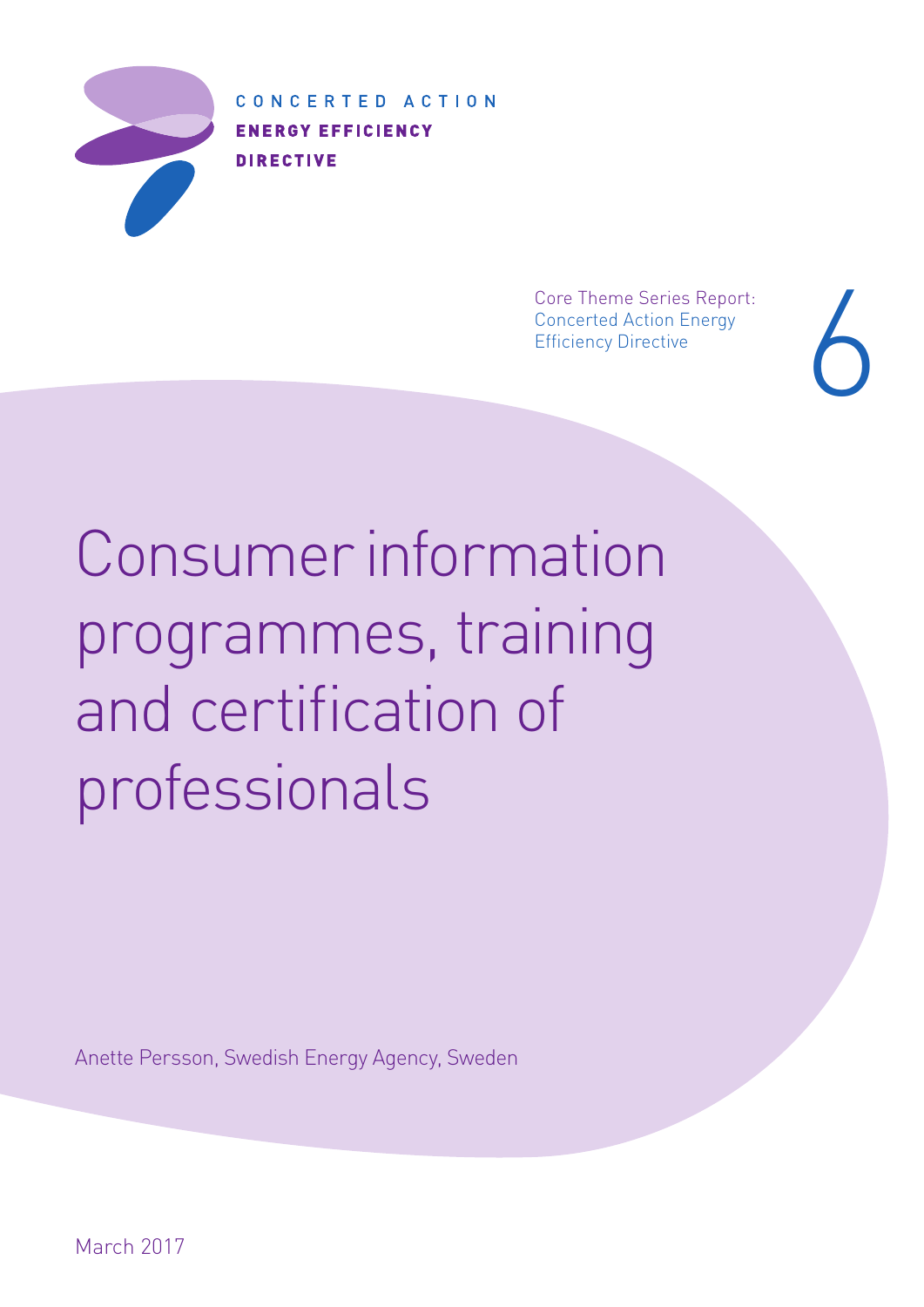CONCERTED ACTION
ENERGY EFFICIENCY
DIRECTIVE

Core Theme Series Report:
Concerted Action Energy
Efficiency Directive

6

# Consumer information programmes, training and certification of professionals

Anette Persson, Swedish Energy Agency, Sweden

March 2017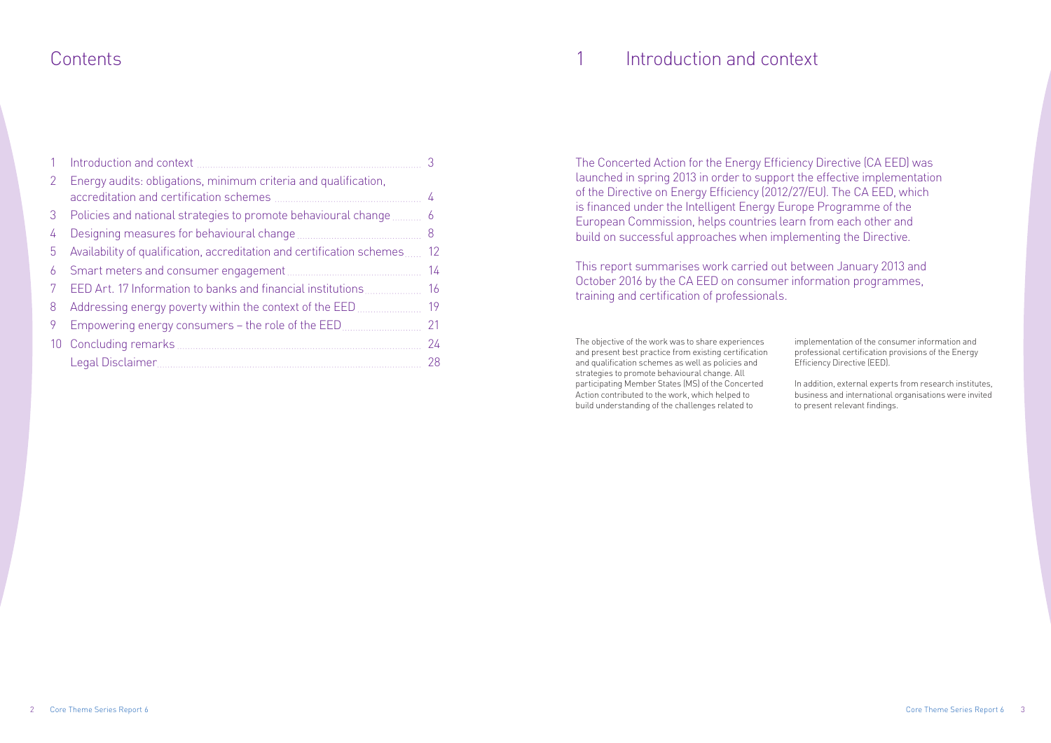# Contents

| | | |
|---|---|---|
| 1 | Introduction and context | 3 |
| 2 | Energy audits: obligations, minimum criteria and qualification, accreditation and certification schemes | 4 |
| 3 | Policies and national strategies to promote behavioural change | 6 |
| 4 | Designing measures for behavioural change | 8 |
| 5 | Availability of qualification, accreditation and certification schemes | 12 |
| 6 | Smart meters and consumer engagement | 14 |
| 7 | EED Art. 17 Information to banks and financial institutions | 16 |
| 8 | Addressing energy poverty within the context of the EED | 19 |
| 9 | Empowering energy consumers – the role of the EED | 21 |
| 10 | Concluding remarks | 24 |
| | Legal Disclaimer | 28 |

# 1 Introduction and context

The Concerted Action for the Energy Efficiency Directive (CA EED) was launched in spring 2013 in order to support the effective implementation of the Directive on Energy Efficiency (2012/27/EU). The CA EED, which is financed under the Intelligent Energy Europe Programme of the European Commission, helps countries learn from each other and build on successful approaches when implementing the Directive.

This report summarises work carried out between January 2013 and October 2016 by the CA EED on consumer information programmes, training and certification of professionals.

The objective of the work was to share experiences and present best practice from existing certification and qualification schemes as well as policies and strategies to promote behavioural change. All participating Member States (MS) of the Concerted Action contributed to the work, which helped to build understanding of the challenges related to implementation of the consumer information and professional certification provisions of the Energy Efficiency Directive (EED).

In addition, external experts from research institutes, business and international organisations were invited to present relevant findings.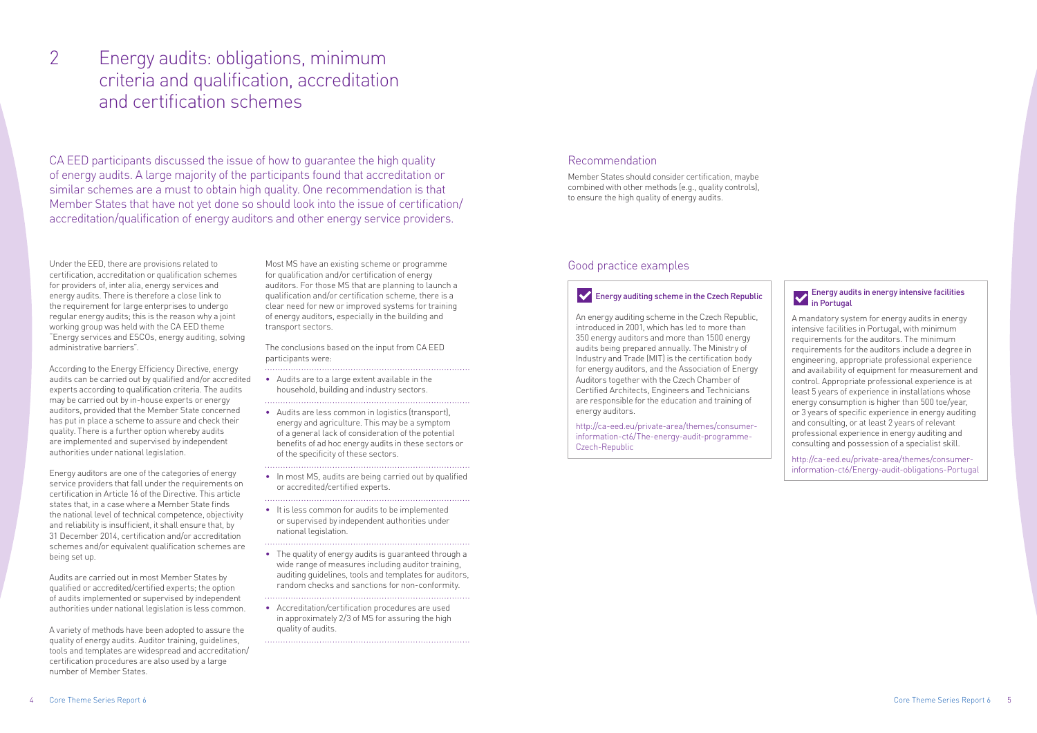# 2 Energy audits: obligations, minimum criteria and qualification, accreditation and certification schemes

CA EED participants discussed the issue of how to guarantee the high quality of energy audits. A large majority of the participants found that accreditation or similar schemes are a must to obtain high quality. One recommendation is that Member States that have not yet done so should look into the issue of certification/accreditation/qualification of energy auditors and other energy service providers.

Under the EED, there are provisions related to certification, accreditation or qualification schemes for providers of, inter alia, energy services and energy audits. There is therefore a close link to the requirement for large enterprises to undergo regular energy audits; this is the reason why a joint working group was held with the CA EED theme "Energy services and ESCOs, energy auditing, solving administrative barriers".

According to the Energy Efficiency Directive, energy audits can be carried out by qualified and/or accredited experts according to qualification criteria. The audits may be carried out by in-house experts or energy auditors, provided that the Member State concerned has put in place a scheme to assure and check their quality. There is a further option whereby audits are implemented and supervised by independent authorities under national legislation.

Energy auditors are one of the categories of energy service providers that fall under the requirements on certification in Article 16 of the Directive. This article states that, in a case where a Member State finds the national level of technical competence, objectivity and reliability is insufficient, it shall ensure that, by 31 December 2014, certification and/or accreditation schemes and/or equivalent qualification schemes are being set up.

Audits are carried out in most Member States by qualified or accredited/certified experts; the option of audits implemented or supervised by independent authorities under national legislation is less common.

A variety of methods have been adopted to assure the quality of energy audits. Auditor training, guidelines, tools and templates are widespread and accreditation/certification procedures are also used by a large number of Member States.

Most MS have an existing scheme or programme for qualification and/or certification of energy auditors. For those MS that are planning to launch a qualification and/or certification scheme, there is a clear need for new or improved systems for training of energy auditors, especially in the building and transport sectors.

The conclusions based on the input from CA EED participants were:

- Audits are to a large extent available in the household, building and industry sectors.
- Audits are less common in logistics (transport), energy and agriculture. This may be a symptom of a general lack of consideration of the potential benefits of ad hoc energy audits in these sectors or of the specificity of these sectors.
- In most MS, audits are being carried out by qualified or accredited/certified experts.
- It is less common for audits to be implemented or supervised by independent authorities under national legislation.
- The quality of energy audits is guaranteed through a wide range of measures including auditor training, auditing guidelines, tools and templates for auditors, random checks and sanctions for non-conformity.
- Accreditation/certification procedures are used in approximately 2/3 of MS for assuring the high quality of audits.

## Recommendation

Member States should consider certification, maybe combined with other methods (e.g., quality control(s), to ensure the high quality of energy audits.

## Good practice examples

### Energy auditing scheme in the Czech Republic

An energy auditing scheme in the Czech Republic, introduced in 2001, which has led to more than 350 energy auditors and more than 1500 energy audits being prepared annually. The Ministry of Industry and Trade (MIT) is the certification body for energy auditors, and the Association of Energy Auditors together with the Czech Chamber of Certified Architects, Engineers and Technicians are responsible for the education and training of energy auditors.

http://ca-eed.eu/private-area/themes/consumer-information-ct6/The-energy-audit-programme-Czech-Republic

### Energy audits in energy intensive facilities in Portugal

A mandatory system for energy audits in energy intensive facilities in Portugal, with minimum requirements for the auditors. The minimum requirements for the auditors include a degree in engineering, appropriate professional experience and availability of equipment for measurement and control. Appropriate professional experience is at least 5 years of experience in installations whose energy consumption is higher than 500 toe/year, or 3 years of specific experience in energy auditing and consulting, or at least 2 years of relevant professional experience in energy auditing and consulting and possession of a specialist skill.

http://ca-eed.eu/private-area/themes/consumer-information-ct6/Energy-audit-obligations-Portugal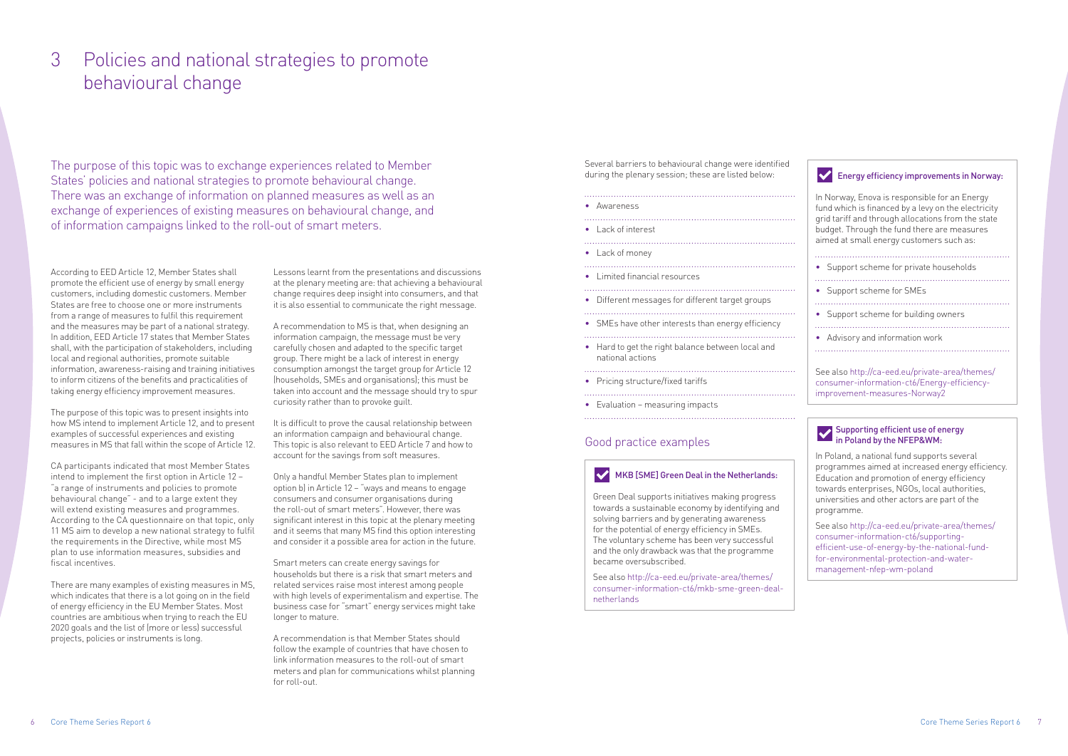# 3 Policies and national strategies to promote behavioural change

The purpose of this topic was to exchange experiences related to Member States' policies and national strategies to promote behavioural change. There was an exchange of information on planned measures as well as an exchange of experiences of existing measures on behavioural change, and of information campaigns linked to the roll-out of smart meters.

According to EED Article 12, Member States shall promote the efficient use of energy by small energy customers, including domestic customers. Member States are free to choose one or more instruments from a range of measures to fulfil this requirement and the measures may be part of a national strategy. In addition, EED Article 17 states that Member States shall, with the participation of stakeholders, including local and regional authorities, promote suitable information, awareness-raising and training initiatives to inform citizens of the benefits and practicalities of taking energy efficiency improvement measures.

The purpose of this topic was to present insights into how MS intend to implement Article 12, and to present examples of successful experiences and existing measures in MS that fall within the scope of Article 12.

CA participants indicated that most Member States intend to implement the first option in Article 12 – "a range of instruments and policies to promote behavioural change" - and to a large extent they will extend existing measures and programmes. According to the CA questionnaire on that topic, only 11 MS aim to develop a new national strategy to fulfil the requirements in the Directive, while most MS plan to use information measures, subsidies and fiscal incentives.

There are many examples of existing measures in MS, which indicates that there is a lot going on in the field of energy efficiency in the EU Member States. Most countries are ambitious when trying to reach the EU 2020 goals and the list of (more or less) successful projects, policies or instruments is long.

Lessons learnt from the presentations and discussions at the plenary meeting are: that achieving a behavioural change requires deep insight into consumers, and that it is also essential to communicate the right message.

A recommendation to MS is that, when designing an information campaign, the message must be very carefully chosen and adapted to the specific target group. There might be a lack of interest in energy consumption amongst the target group for Article 12 (households, SMEs and organisations); this must be taken into account and the message should try to spur curiosity rather than to provoke guilt.

It is difficult to prove the causal relationship between an information campaign and behavioural change. This topic is also relevant to EED Article 7 and how to account for the savings from soft measures.

Only a handful Member States plan to implement option b) in Article 12 – "ways and means to engage consumers and consumer organisations during the roll-out of smart meters". However, there was significant interest in this topic at the plenary meeting and it seems that many MS find this option interesting and consider it a possible area for action in the future.

Smart meters can create energy savings for households but there is a risk that smart meters and related services raise most interest among people with high levels of experimentalism and expertise. The business case for "smart" energy services might take longer to mature.

A recommendation is that Member States should follow the example of countries that have chosen to link information measures to the roll-out of smart meters and plan for communications whilst planning for roll-out.

Several barriers to behavioural change were identified during the plenary session; these are listed below:

- Awareness
- Lack of interest
- Lack of money
- Limited financial resources
- Different messages for different target groups
- SMEs have other interests than energy efficiency
- Hard to get the right balance between local and national actions
- Pricing structure/fixed tariffs
- Evaluation – measuring impacts

## Good practice examples

### MKB [SME] Green Deal in the Netherlands:

Green Deal supports initiatives making progress towards a sustainable economy by identifying and solving barriers and by generating awareness for the potential of energy efficiency in SMEs. The voluntary scheme has been very successful and the only drawback was that the programme became oversubscribed.

See also http://ca-eed.eu/private-area/themes/consumer-information-ct6/mkb-sme-green-deal-netherlands

### Energy efficiency improvements in Norway:

In Norway, Enova is responsible for an Energy fund which is financed by a levy on the electricity grid tariff and through allocations from the state budget. Through the fund there are measures aimed at small energy customers such as:

- Support scheme for private households
- Support scheme for SMEs
- Support scheme for building owners
- Advisory and information work

See also http://ca-eed.eu/private-area/themes/consumer-information-ct6/Energy-efficiency-improvement-measures-Norway2

### Supporting efficient use of energy in Poland by the NFEP&WM:

In Poland, a national fund supports several programmes aimed at increased energy efficiency. Education and promotion of energy efficiency towards enterprises, NGOs, local authorities, universities and other actors are part of the programme.

See also http://ca-eed.eu/private-area/themes/consumer-information-ct6/supporting-efficient-use-of-energy-by-the-national-fund-for-environmental-protection-and-water-management-nfep-wm-poland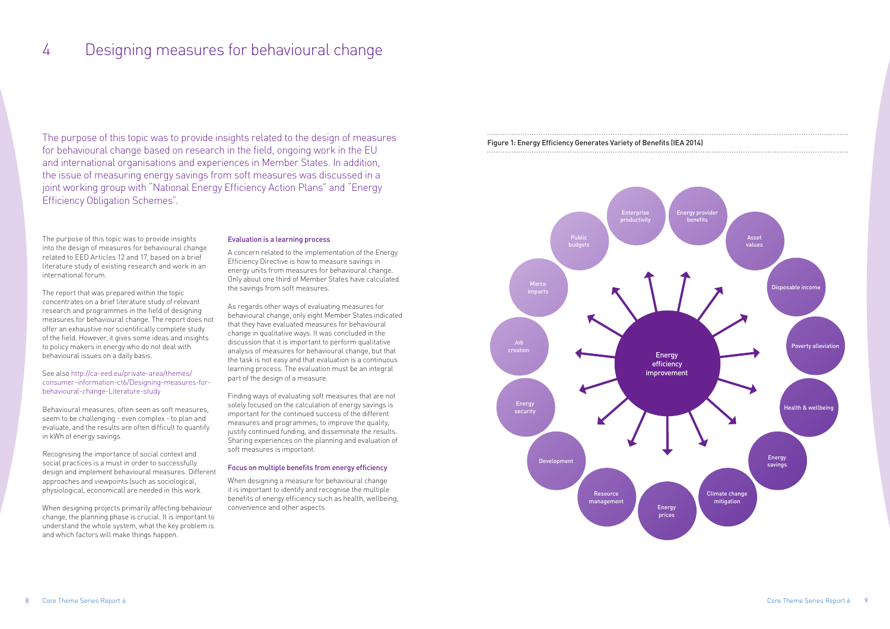# 4 Designing measures for behavioural change

The purpose of this topic was to provide insights related to the design of measures for behavioural change based on research in the field, ongoing work in the EU and international organisations and experiences in Member States. In addition, the issue of measuring energy savings from soft measures was discussed in a joint working group with "National Energy Efficiency Action Plans" and "Energy Efficiency Obligation Schemes".

The purpose of this topic was to provide insights into the design of measures for behavioural change related to EED Articles 12 and 17, based on a brief literature study of existing research and work in an international forum.

The report that was prepared within the topic concentrates on a brief literature study of relevant research and programmes in the field of designing measures for behavioural change. The report does not offer an exhaustive nor scientifically complete study of the field. However, it gives some ideas and insights to policy makers in energy who do not deal with behavioural issues on a daily basis.

See also http://ca-eed.eu/private-area/themes/consumer-information-ct6/Designing-measures-for-behavioural-change-Literature-study

Behavioural measures, often seen as soft measures, seem to be challenging - even complex - to plan and evaluate, and the results are often difficult to quantify in kWh of energy savings.

Recognising the importance of social context and social practices is a must in order to successfully design and implement behavioural measures. Different approaches and viewpoints (such as sociological, physiological, economical) are needed in this work.

When designing projects primarily affecting behaviour change, the planning phase is crucial. It is important to understand the whole system, what the key problem is and which factors will make things happen.

### Evaluation is a learning process

A concern related to the implementation of the Energy Efficiency Directive is how to measure savings in energy units from measures for behavioural change. Only about one third of Member States have calculated the savings from soft measures.

As regards other ways of evaluating measures for behavioural change, only eight Member States indicated that they have evaluated measures for behavioural change in qualitative ways. It was concluded in the discussion that it is important to perform qualitative analysis of measures for behavioural change, but that the task is not easy and that evaluation is a continuous learning process. The evaluation must be an integral part of the design of a measure.

Finding ways of evaluating soft measures that are not solely focused on the calculation of energy savings is important for the continued success of the different measures and programmes; to improve the quality, justify continued funding, and disseminate the results. Sharing experiences on the planning and evaluation of soft measures is important.

### Focus on multiple benefits from energy efficiency

When designing a measure for behavioural change it is important to identify and recognise the multiple benefits of energy efficiency such as health, wellbeing, convenience and other aspects

Figure 1: Energy Efficiency Generates Variety of Benefits (IEA 2014)

Energy efficiency improvement: Enterprise productivity, Energy provider benefits, Asset values, Disposable income, Poverty alleviation, Health & wellbeing, Energy savings, Climate change mitigation, Energy prices, Resource management, Development, Energy security, Job creation, Marco impacts, Public budgets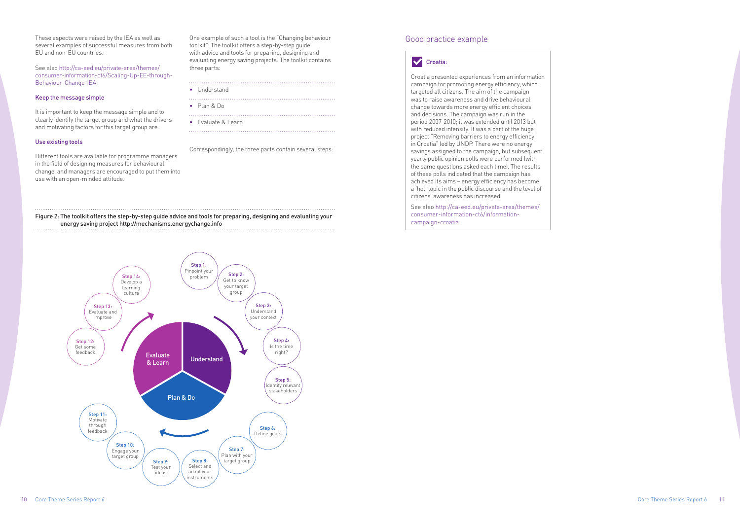These aspects were raised by the IEA as well as several examples of successful measures from both EU and non-EU countries.

See also http://ca-eed.eu/private-area/themes/consumer-information-ct6/Scaling-Up-EE-through-Behaviour-Change-IEA

### Keep the message simple

It is important to keep the message simple and to clearly identify the target group and what the drivers and motivating factors for this target group are.

### Use existing tools

Different tools are available for programme managers in the field of designing measures for behavioural change, and managers are encouraged to put them into use with an open-minded attitude.

One example of such a tool is the "Changing behaviour toolkit". The toolkit offers a step-by-step guide with advice and tools for preparing, designing and evaluating energy saving projects. The toolkit contains three parts:

- Understand
- Plan & Do
- Evaluate & Learn

Correspondingly, the three parts contain several steps:

Figure 2: The toolkit offers the step-by-step guide advice and tools for preparing, designing and evaluating your energy saving project http://mechanisms.energychange.info

Understand

- Step 1: Pinpoint your problem
- Step 2: Get to know your target group
- Step 3: Understand your context
- Step 4: Is the time right?
- Step 5: Identify relevant stakeholders

Plan & Do

- Step 6: Define goals
- Step 7: Plan with your target group
- Step 8: Select and adapt your instruments
- Step 9: Test your ideas
- Step 10: Engage your target group
- Step 11: Motivate through feedback

Evaluate & Learn

- Step 12: Get some feedback
- Step 13: Evaluate and improve
- Step 14: Develop a learning culture

## Good practice example

### Croatia:

Croatia presented experiences from an information campaign for promoting energy efficiency, which targeted all citizens. The aim of the campaign was to raise awareness and drive behavioural change towards more energy efficient choices and decisions. The campaign was run in the period 2007-2010; it was extended until 2013 but with reduced intensity. It was a part of the huge project "Removing barriers to energy efficiency in Croatia" led by UNDP. There were no energy savings assigned to the campaign, but subsequent yearly public opinion polls were performed (with the same questions asked each time). The results of these polls indicated that the campaign has achieved its aims – energy efficiency has become a 'hot' topic in the public discourse and the level of citizens' awareness has increased.

See also http://ca-eed.eu/private-area/themes/consumer-information-ct6/information-campaign-croatia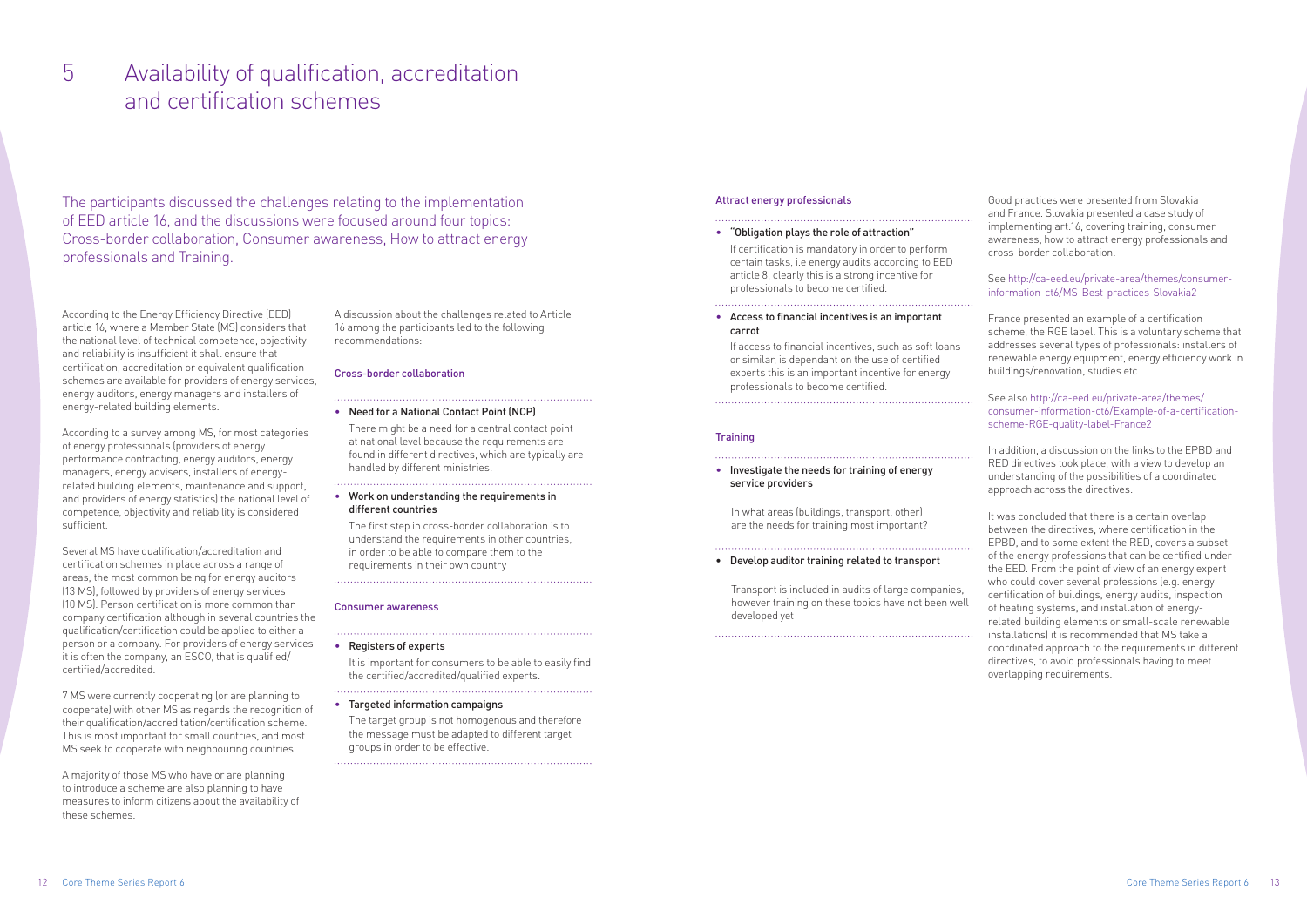# 5 Availability of qualification, accreditation and certification schemes

The participants discussed the challenges relating to the implementation of EED article 16, and the discussions were focused around four topics: Cross-border collaboration, Consumer awareness, How to attract energy professionals and Training.

According to the Energy Efficiency Directive (EED) article 16, where a Member State (MS) considers that the national level of technical competence, objectivity and reliability is insufficient it shall ensure that certification, accreditation or equivalent qualification schemes are available for providers of energy services, energy auditors, energy managers and installers of energy-related building elements.

According to a survey among MS, for most categories of energy professionals (providers of energy performance contracting, energy auditors, energy managers, energy advisers, installers of energy-related building elements, maintenance and support, and providers of energy statistics) the national level of competence, objectivity and reliability is considered sufficient.

Several MS have qualification/accreditation and certification schemes in place across a range of areas, the most common being for energy auditors (13 MS), followed by providers of energy services (10 MS). Person certification is more common than company certification although in several countries the qualification/certification could be applied to either a person or a company. For providers of energy services it is often the company, an ESCO, that is qualified/certified/accredited.

7 MS were currently cooperating (or are planning to cooperate) with other MS as regards the recognition of their qualification/accreditation/certification scheme. This is most important for small countries, and most MS seek to cooperate with neighbouring countries.

A majority of those MS who have or are planning to introduce a scheme are also planning to have measures to inform citizens about the availability of these schemes.

A discussion about the challenges related to Article 16 among the participants led to the following recommendations:

### Cross-border collaboration

- **Need for a National Contact Point (NCP)**

  There might be a need for a central contact point at national level because the requirements are found in different directives, which are typically are handled by different ministries.

- **Work on understanding the requirements in different countries**

  The first step in cross-border collaboration is to understand the requirements in other countries, in order to be able to compare them to the requirements in their own country

### Consumer awareness

- **Registers of experts**

  It is important for consumers to be able to easily find the certified/accredited/qualified experts.

- **Targeted information campaigns**

  The target group is not homogenous and therefore the message must be adapted to different target groups in order to be effective.

### Attract energy professionals

- **"Obligation plays the role of attraction"**

  If certification is mandatory in order to perform certain tasks, i.e energy audits according to EED article 8, clearly this is a strong incentive for professionals to become certified.

- **Access to financial incentives is an important carrot**

  If access to financial incentives, such as soft loans or similar, is dependant on the use of certified experts this is an important incentive for energy professionals to become certified.

### Training

- **Investigate the needs for training of energy service providers**

  In what areas (buildings, transport, other) are the needs for training most important?

- **Develop auditor training related to transport**

  Transport is included in audits of large companies, however training on these topics have not been well developed yet

Good practices were presented from Slovakia and France. Slovakia presented a case study of implementing art.16, covering training, consumer awareness, how to attract energy professionals and cross-border collaboration.

See http://ca-eed.eu/private-area/themes/consumer-information-ct6/MS-Best-practices-Slovakia2

France presented an example of a certification scheme, the RGE label. This is a voluntary scheme that addresses several types of professionals: installers of renewable energy equipment, energy efficiency work in buildings/renovation, studies etc.

See also http://ca-eed.eu/private-area/themes/consumer-information-ct6/Example-of-a-certification-scheme-RGE-quality-label-France2

In addition, a discussion on the links to the EPBD and RED directives took place, with a view to develop an understanding of the possibilities of a coordinated approach across the directives.

It was concluded that there is a certain overlap between the directives, where certification in the EPBD, and to some extent the RED, covers a subset of the energy professions that can be certified under the EED. From the point of view of an energy expert who could cover several professions (e.g. energy certification of buildings, energy audits, inspection of heating systems, and installation of energy-related building elements or small-scale renewable installations) it is recommended that MS take a coordinated approach to the requirements in different directives, to avoid professionals having to meet overlapping requirements.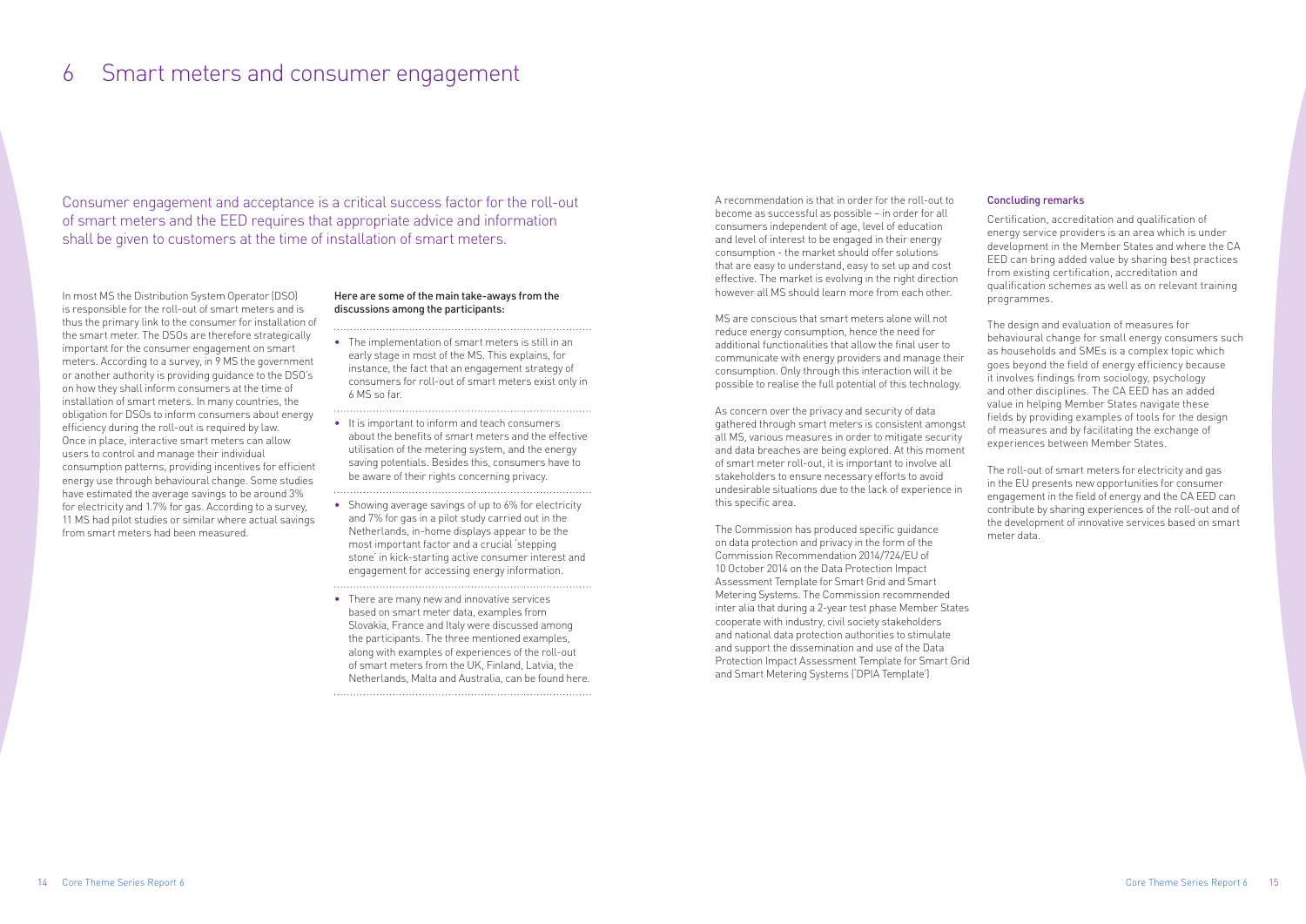# 6 Smart meters and consumer engagement

Consumer engagement and acceptance is a critical success factor for the roll-out of smart meters and the EED requires that appropriate advice and information shall be given to customers at the time of installation of smart meters.

In most MS the Distribution System Operator (DSO) is responsible for the roll-out of smart meters and is thus the primary link to the consumer for installation of the smart meter. The DSOs are therefore strategically important for the consumer engagement on smart meters. According to a survey, in 9 MS the government or another authority is providing guidance to the DSO's on how they shall inform consumers at the time of installation of smart meters. In many countries, the obligation for DSOs to inform consumers about energy efficiency during the roll-out is required by law. Once in place, interactive smart meters can allow users to control and manage their individual consumption patterns, providing incentives for efficient energy use through behavioural change. Some studies have estimated the average savings to be around 3% for electricity and 1.7% for gas. According to a survey, 11 MS had pilot studies or similar where actual savings from smart meters had been measured.

**Here are some of the main take-aways from the discussions among the participants:**

- The implementation of smart meters is still in an early stage in most of the MS. This explains, for instance, the fact that an engagement strategy of consumers for roll-out of smart meters exist only in 6 MS so far.
- It is important to inform and teach consumers about the benefits of smart meters and the effective utilisation of the metering system, and the energy saving potentials. Besides this, consumers have to be aware of their rights concerning privacy.
- Showing average savings of up to 6% for electricity and 7% for gas in a pilot study carried out in the Netherlands, in-home displays appear to be the most important factor and a crucial 'stepping stone' in kick-starting active consumer interest and engagement for accessing energy information.
- There are many new and innovative services based on smart meter data, examples from Slovakia, France and Italy were discussed among the participants. The three mentioned examples, along with examples of experiences of the roll-out of smart meters from the UK, Finland, Latvia, the Netherlands, Malta and Australia, can be found here.

A recommendation is that in order for the roll-out to become as successful as possible – in order for all consumers independent of age, level of education and level of interest to be engaged in their energy consumption - the market should offer solutions that are easy to understand, easy to set up and cost effective. The market is evolving in the right direction however all MS should learn more from each other.

MS are conscious that smart meters alone will not reduce energy consumption, hence the need for additional functionalities that allow the final user to communicate with energy providers and manage their consumption. Only through this interaction will it be possible to realise the full potential of this technology.

As concern over the privacy and security of data gathered through smart meters is consistent amongst all MS, various measures in order to mitigate security and data breaches are being explored. At this moment of smart meter roll-out, it is important to involve all stakeholders to ensure necessary efforts to avoid undesirable situations due to the lack of experience in this specific area.

The Commission has produced specific guidance on data protection and privacy in the form of the Commission Recommendation 2014/724/EU of 10 October 2014 on the Data Protection Impact Assessment Template for Smart Grid and Smart Metering Systems. The Commission recommended inter alia that during a 2-year test phase Member States cooperate with industry, civil society stakeholders and national data protection authorities to stimulate and support the dissemination and use of the Data Protection Impact Assessment Template for Smart Grid and Smart Metering Systems ('DPIA Template')

## Concluding remarks

Certification, accreditation and qualification of energy service providers is an area which is under development in the Member States and where the CA EED can bring added value by sharing best practices from existing certification, accreditation and qualification schemes as well as on relevant training programmes.

The design and evaluation of measures for behavioural change for small energy consumers such as households and SMEs is a complex topic which goes beyond the field of energy efficiency because it involves findings from sociology, psychology and other disciplines. The CA EED has an added value in helping Member States navigate these fields by providing examples of tools for the design of measures and by facilitating the exchange of experiences between Member States.

The roll-out of smart meters for electricity and gas in the EU presents new opportunities for consumer engagement in the field of energy and the CA EED can contribute by sharing experiences of the roll-out and of the development of innovative services based on smart meter data.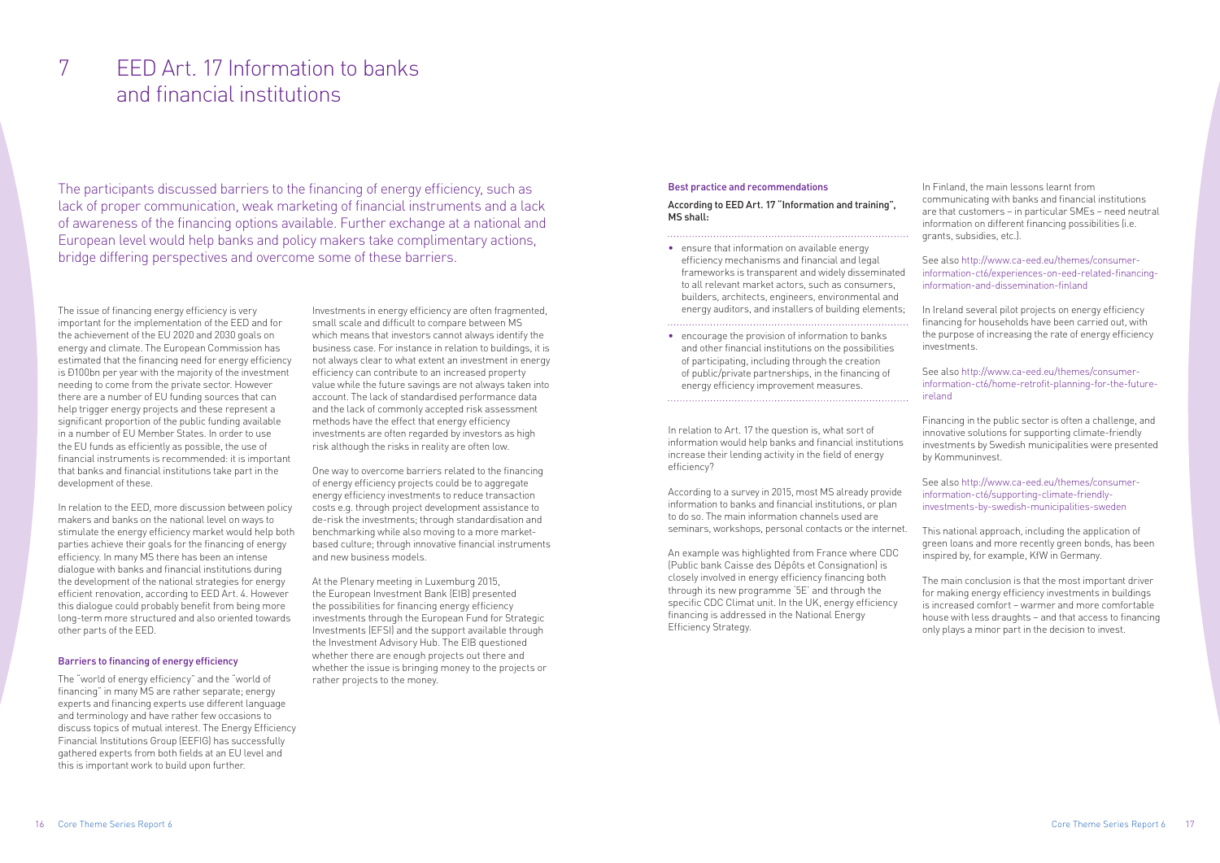# 7 EED Art. 17 Information to banks and financial institutions

The participants discussed barriers to the financing of energy efficiency, such as lack of proper communication, weak marketing of financial instruments and a lack of awareness of the financing options available. Further exchange at a national and European level would help banks and policy makers take complimentary actions, bridge differing perspectives and overcome some of these barriers.

The issue of financing energy efficiency is very important for the implementation of the EED and for the achievement of the EU 2020 and 2030 goals on energy and climate. The European Commission has estimated that the financing need for energy efficiency is Ð100bn per year with the majority of the investment needing to come from the private sector. However there are a number of EU funding sources that can help trigger energy projects and these represent a significant proportion of the public funding available in a number of EU Member States. In order to use the EU funds as efficiently as possible, the use of financial instruments is recommended: it is important that banks and financial institutions take part in the development of these.

In relation to the EED, more discussion between policy makers and banks on the national level on ways to stimulate the energy efficiency market would help both parties achieve their goals for the financing of energy efficiency. In many MS there has been an intense dialogue with banks and financial institutions during the development of the national strategies for energy efficient renovation, according to EED Art. 4. However this dialogue could probably benefit from being more long-term more structured and also oriented towards other parts of the EED.

### Barriers to financing of energy efficiency

The "world of energy efficiency" and the "world of financing" in many MS are rather separate; energy experts and financing experts use different language and terminology and have rather few occasions to discuss topics of mutual interest. The Energy Efficiency Financial Institutions Group (EEFIG) has successfully gathered experts from both fields at an EU level and this is important work to build upon further.

Investments in energy efficiency are often fragmented, small scale and difficult to compare between MS which means that investors cannot always identify the business case. For instance in relation to buildings, it is not always clear to what extent an investment in energy efficiency can contribute to an increased property value while the future savings are not always taken into account. The lack of standardised performance data and the lack of commonly accepted risk assessment methods have the effect that energy efficiency investments are often regarded by investors as high risk although the risks in reality are often low.

One way to overcome barriers related to the financing of energy efficiency projects could be to aggregate energy efficiency investments to reduce transaction costs e.g. through project development assistance to de-risk the investments; through standardisation and benchmarking while also moving to a more market-based culture; through innovative financial instruments and new business models.

At the Plenary meeting in Luxemburg 2015, the European Investment Bank (EIB) presented the possibilities for financing energy efficiency investments through the European Fund for Strategic Investments (EFSI) and the support available through the Investment Advisory Hub. The EIB questioned whether there are enough projects out there and whether the issue is bringing money to the projects or rather projects to the money.

### Best practice and recommendations

According to EED Art. 17 "Information and training", MS shall:

- ensure that information on available energy efficiency mechanisms and financial and legal frameworks is transparent and widely disseminated to all relevant market actors, such as consumers, builders, architects, engineers, environmental and energy auditors, and installers of building elements;
- encourage the provision of information to banks and other financial institutions on the possibilities of participating, including through the creation of public/private partnerships, in the financing of energy efficiency improvement measures.

In relation to Art. 17 the question is, what sort of information would help banks and financial institutions increase their lending activity in the field of energy efficiency?

According to a survey in 2015, most MS already provide information to banks and financial institutions, or plan to do so. The main information channels used are seminars, workshops, personal contacts or the internet.

An example was highlighted from France where CDC (Public bank Caisse des Dépôts et Consignation) is closely involved in energy efficiency financing both through its new programme '5E' and through the specific CDC Climat unit. In the UK, energy efficiency financing is addressed in the National Energy Efficiency Strategy.

In Finland, the main lessons learnt from communicating with banks and financial institutions are that customers – in particular SMEs – need neutral information on different financing possibilities (i.e. grants, subsidies, etc.).

See also http://www.ca-eed.eu/themes/consumer-information-ct6/experiences-on-eed-related-financing-information-and-dissemination-finland

In Ireland several pilot projects on energy efficiency financing for households have been carried out, with the purpose of increasing the rate of energy efficiency investments.

See also http://www.ca-eed.eu/themes/consumer-information-ct6/home-retrofit-planning-for-the-future-ireland

Financing in the public sector is often a challenge, and innovative solutions for supporting climate-friendly investments by Swedish municipalities were presented by Kommuninvest.

See also http://www.ca-eed.eu/themes/consumer-information-ct6/supporting-climate-friendly-investments-by-swedish-municipalities-sweden

This national approach, including the application of green loans and more recently green bonds, has been inspired by, for example, KfW in Germany.

The main conclusion is that the most important driver for making energy efficiency investments in buildings is increased comfort – warmer and more comfortable house with less draughts – and that access to financing only plays a minor part in the decision to invest.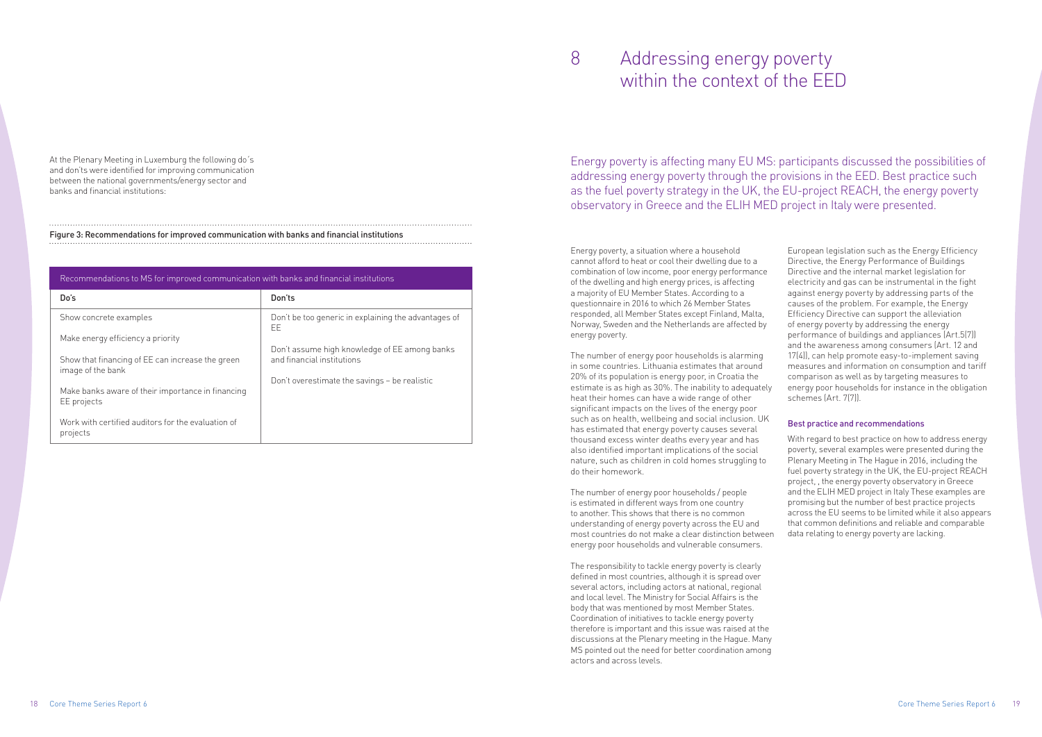At the Plenary Meeting in Luxemburg the following do´s and don'ts were identified for improving communication between the national governments/energy sector and banks and financial institutions:

**Figure 3: Recommendations for improved communication with banks and financial institutions**

| Recommendations to MS for improved communication with banks and financial institutions | |
|---|---|
| **Do's** | **Don'ts** |
| Show concrete examples | Don't be too generic in explaining the advantages of EE |
| Make energy efficiency a priority | Don't assume high knowledge of EE among banks and financial institutions |
| Show that financing of EE can increase the green image of the bank | Don't overestimate the savings – be realistic |
| Make banks aware of their importance in financing EE projects | |
| Work with certified auditors for the evaluation of projects | |

# 8 Addressing energy poverty within the context of the EED

Energy poverty is affecting many EU MS: participants discussed the possibilities of addressing energy poverty through the provisions in the EED. Best practice such as the fuel poverty strategy in the UK, the EU-project REACH, the energy poverty observatory in Greece and the ELIH MED project in Italy were presented.

Energy poverty, a situation where a household cannot afford to heat or cool their dwelling due to a combination of low income, poor energy performance of the dwelling and high energy prices, is affecting a majority of EU Member States. According to a questionnaire in 2016 to which 26 Member States responded, all Member States except Finland, Malta, Norway, Sweden and the Netherlands are affected by energy poverty.

The number of energy poor households is alarming in some countries. Lithuania estimates that around 20% of its population is energy poor, in Croatia the estimate is as high as 30%. The inability to adequately heat their homes can have a wide range of other significant impacts on the lives of the energy poor such as on health, wellbeing and social inclusion. UK has estimated that energy poverty causes several thousand excess winter deaths every year and has also identified important implications of the social nature, such as children in cold homes struggling to do their homework.

The number of energy poor households / people is estimated in different ways from one country to another. This shows that there is no common understanding of energy poverty across the EU and most countries do not make a clear distinction between energy poor households and vulnerable consumers.

The responsibility to tackle energy poverty is clearly defined in most countries, although it is spread over several actors, including actors at national, regional and local level. The Ministry for Social Affairs is the body that was mentioned by most Member States. Coordination of initiatives to tackle energy poverty therefore is important and this issue was raised at the discussions at the Plenary meeting in the Hague. Many MS pointed out the need for better coordination among actors and across levels.

European legislation such as the Energy Efficiency Directive, the Energy Performance of Buildings Directive and the internal market legislation for electricity and gas can be instrumental in the fight against energy poverty by addressing parts of the causes of the problem. For example, the Energy Efficiency Directive can support the alleviation of energy poverty by addressing the energy performance of buildings and appliances (Art.5(7)) and the awareness among consumers (Art. 12 and 17(4)), can help promote easy-to-implement saving measures and information on consumption and tariff comparison as well as by targeting measures to energy poor households for instance in the obligation schemes (Art. 7(7)).

### Best practice and recommendations

With regard to best practice on how to address energy poverty, several examples were presented during the Plenary Meeting in The Hague in 2016, including the fuel poverty strategy in the UK, the EU-project REACH project, , the energy poverty observatory in Greece and the ELIH MED project in Italy These examples are promising but the number of best practice projects across the EU seems to be limited while it also appears that common definitions and reliable and comparable data relating to energy poverty are lacking.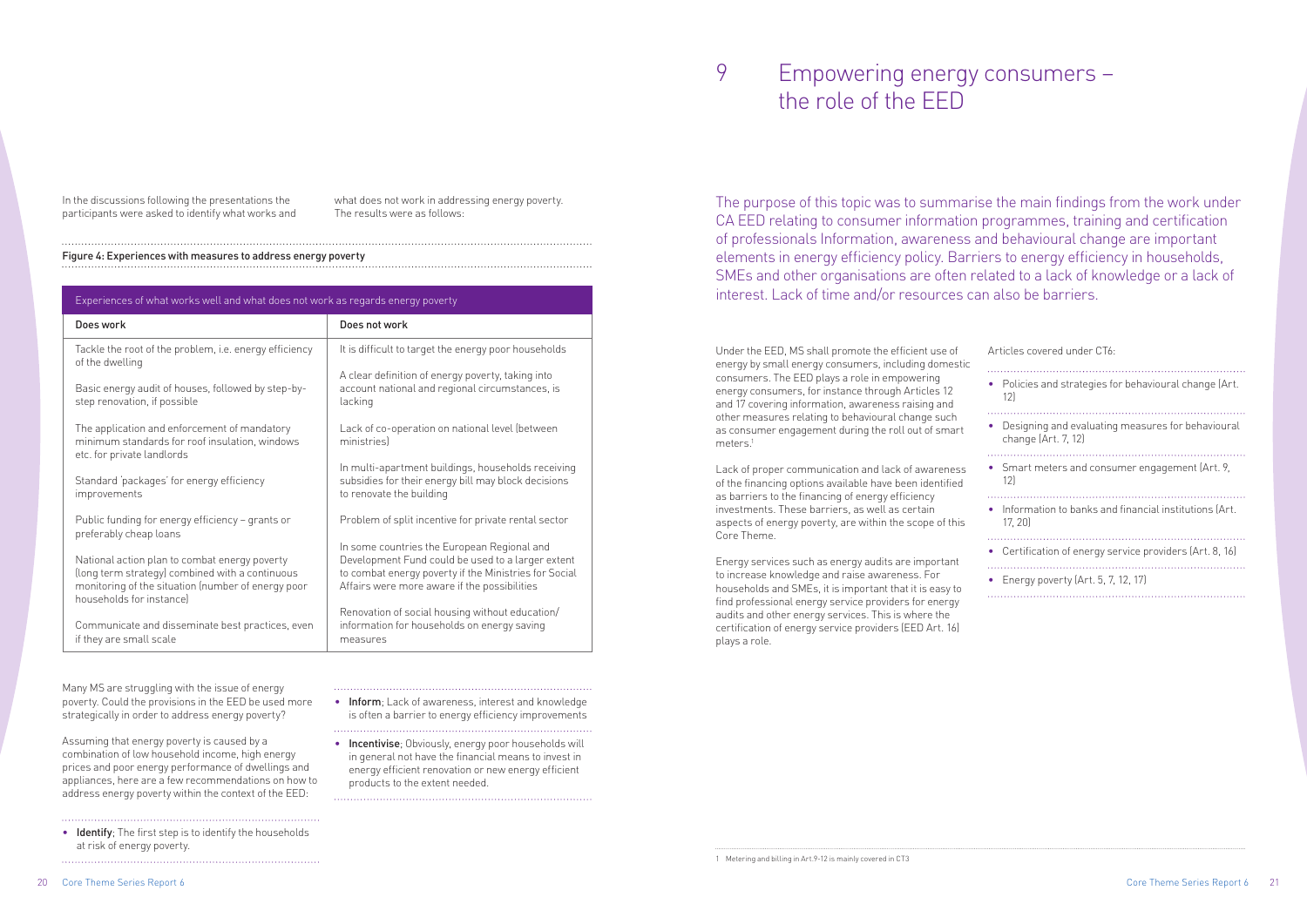In the discussions following the presentations the participants were asked to identify what works and what does not work in addressing energy poverty. The results were as follows:

Figure 4: Experiences with measures to address energy poverty

| Experiences of what works well and what does not work as regards energy poverty | |
|---|---|
| **Does work** | **Does not work** |
| Tackle the root of the problem, i.e. energy efficiency of the dwelling | It is difficult to target the energy poor households |
| Basic energy audit of houses, followed by step-by-step renovation, if possible | A clear definition of energy poverty, taking into account national and regional circumstances, is lacking |
| The application and enforcement of mandatory minimum standards for roof insulation, windows etc. for private landlords | Lack of co-operation on national level (between ministries) |
| Standard 'packages' for energy efficiency improvements | In multi-apartment buildings, households receiving subsidies for their energy bill may block decisions to renovate the building |
| Public funding for energy efficiency – grants or preferably cheap loans | Problem of split incentive for private rental sector |
| National action plan to combat energy poverty (long term strategy) combined with a continuous monitoring of the situation (number of energy poor households for instance) | In some countries the European Regional and Development Fund could be used to a larger extent to combat energy poverty if the Ministries for Social Affairs were more aware if the possibilities |
| Communicate and disseminate best practices, even if they are small scale | Renovation of social housing without education/ information for households on energy saving measures |

Many MS are struggling with the issue of energy poverty. Could the provisions in the EED be used more strategically in order to address energy poverty?

Assuming that energy poverty is caused by a combination of low household income, high energy prices and poor energy performance of dwellings and appliances, here are a few recommendations on how to address energy poverty within the context of the EED:

- **Identify**; The first step is to identify the households at risk of energy poverty.
- **Inform**; Lack of awareness, interest and knowledge is often a barrier to energy efficiency improvements
- **Incentivise**; Obviously, energy poor households will in general not have the financial means to invest in energy efficient renovation or new energy efficient products to the extent needed.

# 9 Empowering energy consumers – the role of the EED

The purpose of this topic was to summarise the main findings from the work under CA EED relating to consumer information programmes, training and certification of professionals Information, awareness and behavioural change are important elements in energy efficiency policy. Barriers to energy efficiency in households, SMEs and other organisations are often related to a lack of knowledge or a lack of interest. Lack of time and/or resources can also be barriers.

Under the EED, MS shall promote the efficient use of energy by small energy consumers, including domestic consumers. The EED plays a role in empowering energy consumers, for instance through Articles 12 and 17 covering information, awareness raising and other measures relating to behavioural change such as consumer engagement during the roll out of smart meters.[1]

Lack of proper communication and lack of awareness of the financing options available have been identified as barriers to the financing of energy efficiency investments. These barriers, as well as certain aspects of energy poverty, are within the scope of this Core Theme.

Energy services such as energy audits are important to increase knowledge and raise awareness. For households and SMEs, it is important that it is easy to find professional energy service providers for energy audits and other energy services. This is where the certification of energy service providers (EED Art. 16) plays a role.

Articles covered under CT6:

- Policies and strategies for behavioural change (Art. 12)
- Designing and evaluating measures for behavioural change (Art. 7, 12)
- Smart meters and consumer engagement (Art. 9, 12)
- Information to banks and financial institutions (Art. 17, 20)
- Certification of energy service providers (Art. 8, 16)
- Energy poverty (Art. 5, 7, 12, 17)

[1] Metering and billing in Art.9-12 is mainly covered in CT3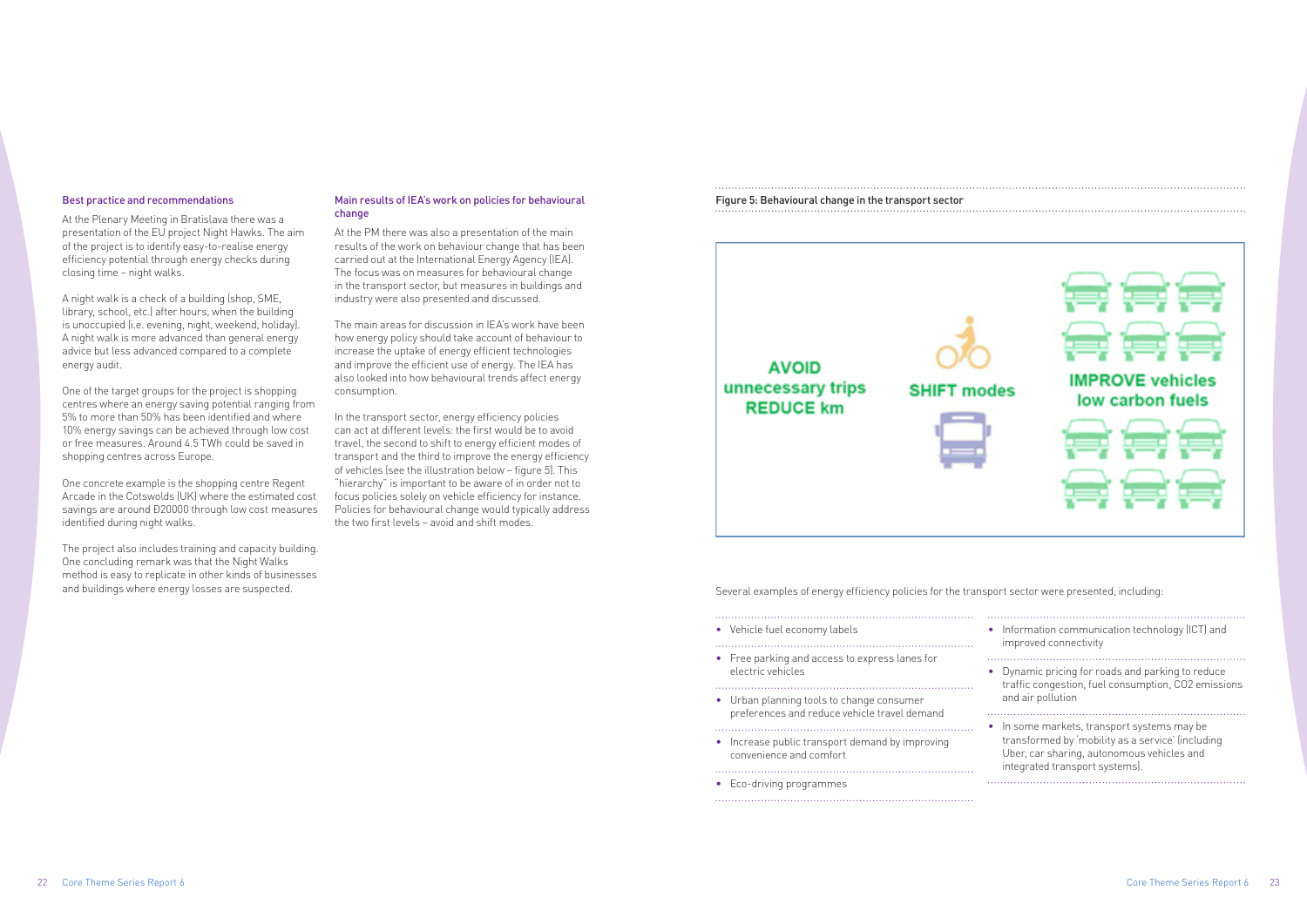### Best practice and recommendations

At the Plenary Meeting in Bratislava there was a presentation of the EU project Night Hawks. The aim of the project is to identify easy-to-realise energy efficiency potential through energy checks during closing time – night walks.

A night walk is a check of a building (shop, SME, library, school, etc.) after hours, when the building is unoccupied (i.e. evening, night, weekend, holiday). A night walk is more advanced than general energy advice but less advanced compared to a complete energy audit.

One of the target groups for the project is shopping centres where an energy saving potential ranging from 5% to more than 50% has been identified and where 10% energy savings can be achieved through low cost or free measures. Around 4.5 TWh could be saved in shopping centres across Europe.

One concrete example is the shopping centre Regent Arcade in the Cotswolds (UK) where the estimated cost savings are around Ð20000 through low cost measures identified during night walks.

The project also includes training and capacity building. One concluding remark was that the Night Walks method is easy to replicate in other kinds of businesses and buildings where energy losses are suspected.

### Main results of IEA's work on policies for behavioural change

At the PM there was also a presentation of the main results of the work on behaviour change that has been carried out at the International Energy Agency (IEA). The focus was on measures for behavioural change in the transport sector, but measures in buildings and industry were also presented and discussed.

The main areas for discussion in IEA's work have been how energy policy should take account of behaviour to increase the uptake of energy efficient technologies and improve the efficient use of energy. The IEA has also looked into how behavioural trends affect energy consumption.

In the transport sector, energy efficiency policies can act at different levels: the first would be to avoid travel, the second to shift to energy efficient modes of transport and the third to improve the energy efficiency of vehicles (see the illustration below – figure 5). This "hierarchy" is important to be aware of in order not to focus policies solely on vehicle efficiency for instance. Policies for behavioural change would typically address the two first levels – avoid and shift modes.

Figure 5: Behavioural change in the transport sector

AVOID unnecessary trips REDUCE km — SHIFT modes — IMPROVE vehicles low carbon fuels

Several examples of energy efficiency policies for the transport sector were presented, including:

- Vehicle fuel economy labels
- Free parking and access to express lanes for electric vehicles
- Urban planning tools to change consumer preferences and reduce vehicle travel demand
- Increase public transport demand by improving convenience and comfort
- Eco-driving programmes
- Information communication technology (ICT) and improved connectivity
- Dynamic pricing for roads and parking to reduce traffic congestion, fuel consumption, $CO_2$ emissions and air pollution
- In some markets, transport systems may be transformed by 'mobility as a service' (including Uber, car sharing, autonomous vehicles and integrated transport systems).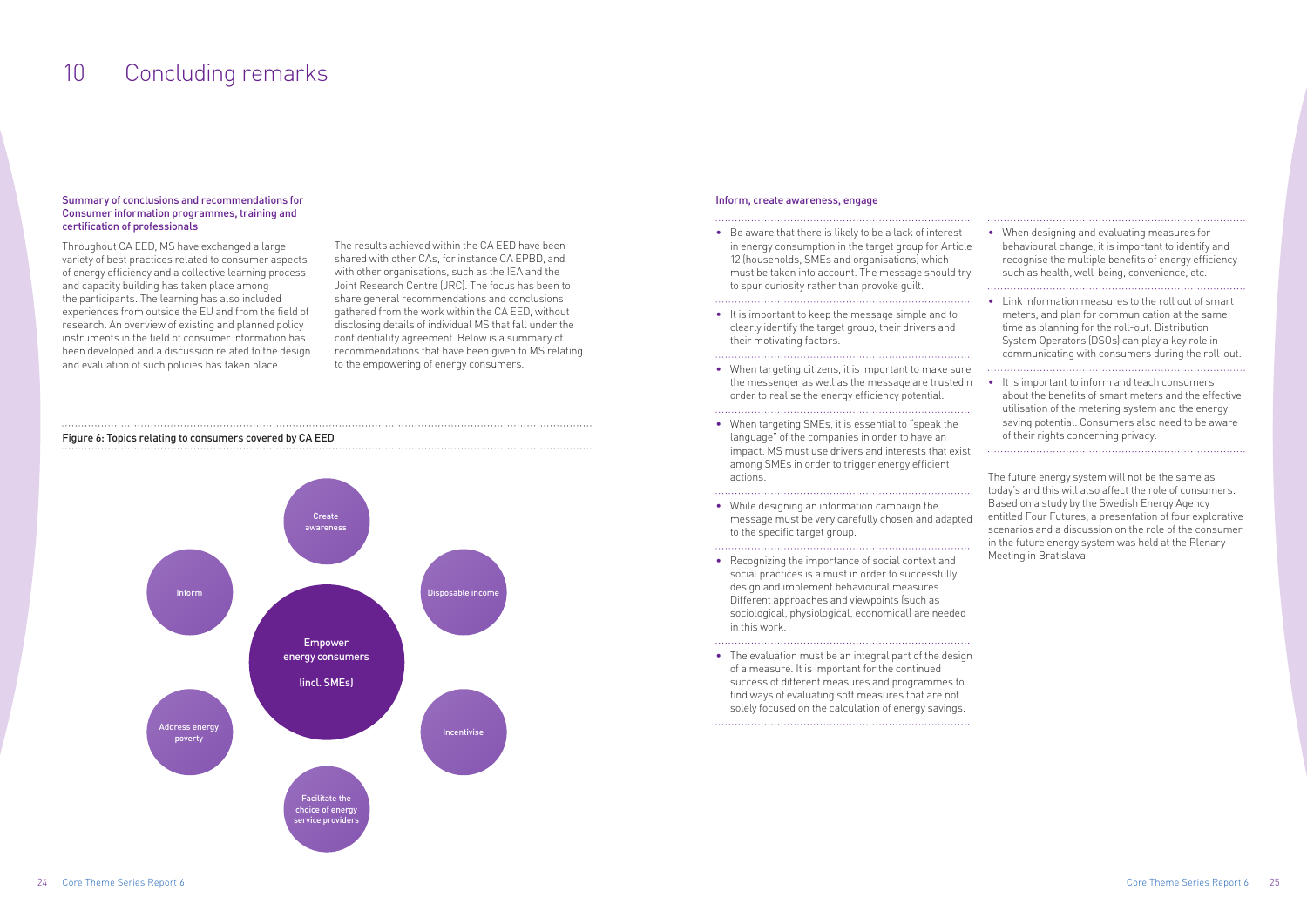# 10 Concluding remarks

### Summary of conclusions and recommendations for Consumer information programmes, training and certification of professionals

Throughout CA EED, MS have exchanged a large variety of best practices related to consumer aspects of energy efficiency and a collective learning process and capacity building has taken place among the participants. The learning has also included experiences from outside the EU and from the field of research. An overview of existing and planned policy instruments in the field of consumer information has been developed and a discussion related to the design and evaluation of such policies has taken place.

The results achieved within the CA EED have been shared with other CAs, for instance CA EPBD, and with other organisations, such as the IEA and the Joint Research Centre (JRC). The focus has been to share general recommendations and conclusions gathered from the work within the CA EED, without disclosing details of individual MS that fall under the confidentiality agreement. Below is a summary of recommendations that have been given to MS relating to the empowering of energy consumers.

Figure 6: Topics relating to consumers covered by CA EED

Empower energy consumers (incl. SMEs)

- Create awareness
- Disposable income
- Incentivise
- Facilitate the choice of energy service providers
- Address energy poverty
- Inform

### Inform, create awareness, engage

- Be aware that there is likely to be a lack of interest in energy consumption in the target group for Article 12 (households, SMEs and organisations) which must be taken into account. The message should try to spur curiosity rather than provoke guilt.
- It is important to keep the message simple and to clearly identify the target group, their drivers and their motivating factors.
- When targeting citizens, it is important to make sure the messenger as well as the message are trustedin order to realise the energy efficiency potential.
- When targeting SMEs, it is essential to "speak the language" of the companies in order to have an impact. MS must use drivers and interests that exist among SMEs in order to trigger energy efficient actions.
- While designing an information campaign the message must be very carefully chosen and adapted to the specific target group.
- Recognizing the importance of social context and social practices is a must in order to successfully design and implement behavioural measures. Different approaches and viewpoints (such as sociological, physiological, economical) are needed in this work.
- The evaluation must be an integral part of the design of a measure. It is important for the continued success of different measures and programmes to find ways of evaluating soft measures that are not solely focused on the calculation of energy savings.
- When designing and evaluating measures for behavioural change, it is important to identify and recognise the multiple benefits of energy efficiency such as health, well-being, convenience, etc.
- Link information measures to the roll out of smart meters, and plan for communication at the same time as planning for the roll-out. Distribution System Operators (DSOs) can play a key role in communicating with consumers during the roll-out.
- It is important to inform and teach consumers about the benefits of smart meters and the effective utilisation of the metering system and the energy saving potential. Consumers also need to be aware of their rights concerning privacy.

The future energy system will not be the same as today's and this will also affect the role of consumers. Based on a study by the Swedish Energy Agency entitled Four Futures, a presentation of four explorative scenarios and a discussion on the role of the consumer in the future energy system was held at the Plenary Meeting in Bratislava.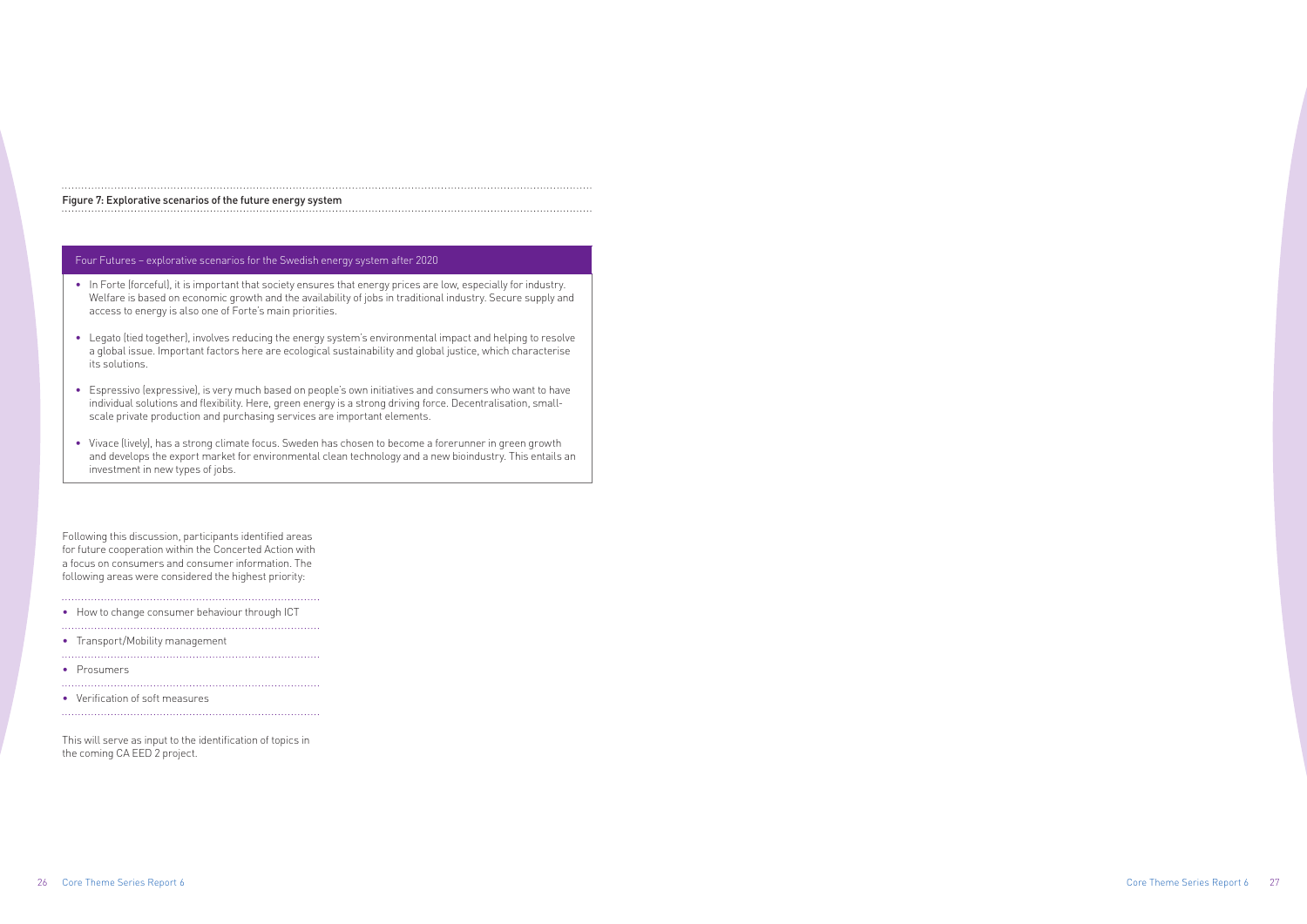Figure 7: Explorative scenarios of the future energy system

**Four Futures – explorative scenarios for the Swedish energy system after 2020**

- In Forte (forceful), it is important that society ensures that energy prices are low, especially for industry. Welfare is based on economic growth and the availability of jobs in traditional industry. Secure supply and access to energy is also one of Forte's main priorities.
- Legato (tied together), involves reducing the energy system's environmental impact and helping to resolve a global issue. Important factors here are ecological sustainability and global justice, which characterise its solutions.
- Espressivo (expressive), is very much based on people's own initiatives and consumers who want to have individual solutions and flexibility. Here, green energy is a strong driving force. Decentralisation, small-scale private production and purchasing services are important elements.
- Vivace (lively), has a strong climate focus. Sweden has chosen to become a forerunner in green growth and develops the export market for environmental clean technology and a new bioindustry. This entails an investment in new types of jobs.

Following this discussion, participants identified areas for future cooperation within the Concerted Action with a focus on consumers and consumer information. The following areas were considered the highest priority:

- How to change consumer behaviour through ICT
- Transport/Mobility management
- Prosumers
- Verification of soft measures

This will serve as input to the identification of topics in the coming CA EED 2 project.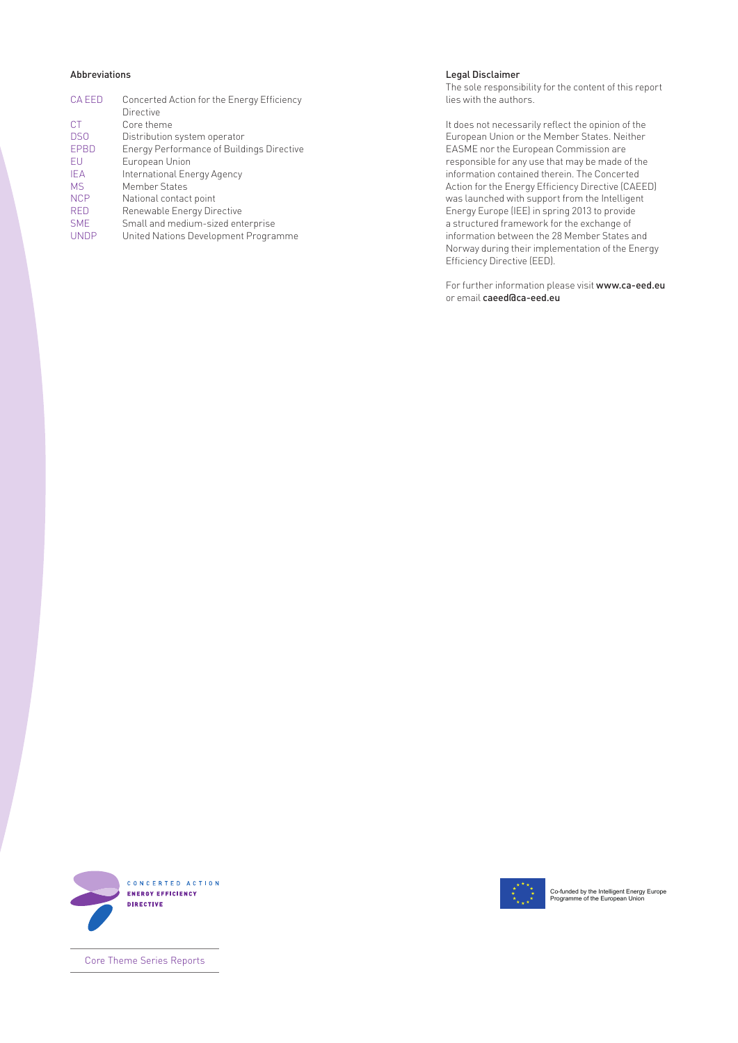## Abbreviations

| | |
|---|---|
| CA EED | Concerted Action for the Energy Efficiency Directive |
| CT | Core theme |
| DSO | Distribution system operator |
| EPBD | Energy Performance of Buildings Directive |
| EU | European Union |
| IEA | International Energy Agency |
| MS | Member States |
| NCP | National contact point |
| RED | Renewable Energy Directive |
| SME | Small and medium-sized enterprise |
| UNDP | United Nations Development Programme |

## Legal Disclaimer

The sole responsibility for the content of this report lies with the authors.

It does not necessarily reflect the opinion of the European Union or the Member States. Neither EASME nor the European Commission are responsible for any use that may be made of the information contained therein. The Concerted Action for the Energy Efficiency Directive (CAEED) was launched with support from the Intelligent Energy Europe (IEE) in spring 2013 to provide a structured framework for the exchange of information between the 28 Member States and Norway during their implementation of the Energy Efficiency Directive (EED).

For further information please visit **www.ca-eed.eu** or email **caeed@ca-eed.eu**

CONCERTED ACTION
ENERGY EFFICIENCY
DIRECTIVE

Core Theme Series Reports

Co-funded by the Intelligent Energy Europe Programme of the European Union